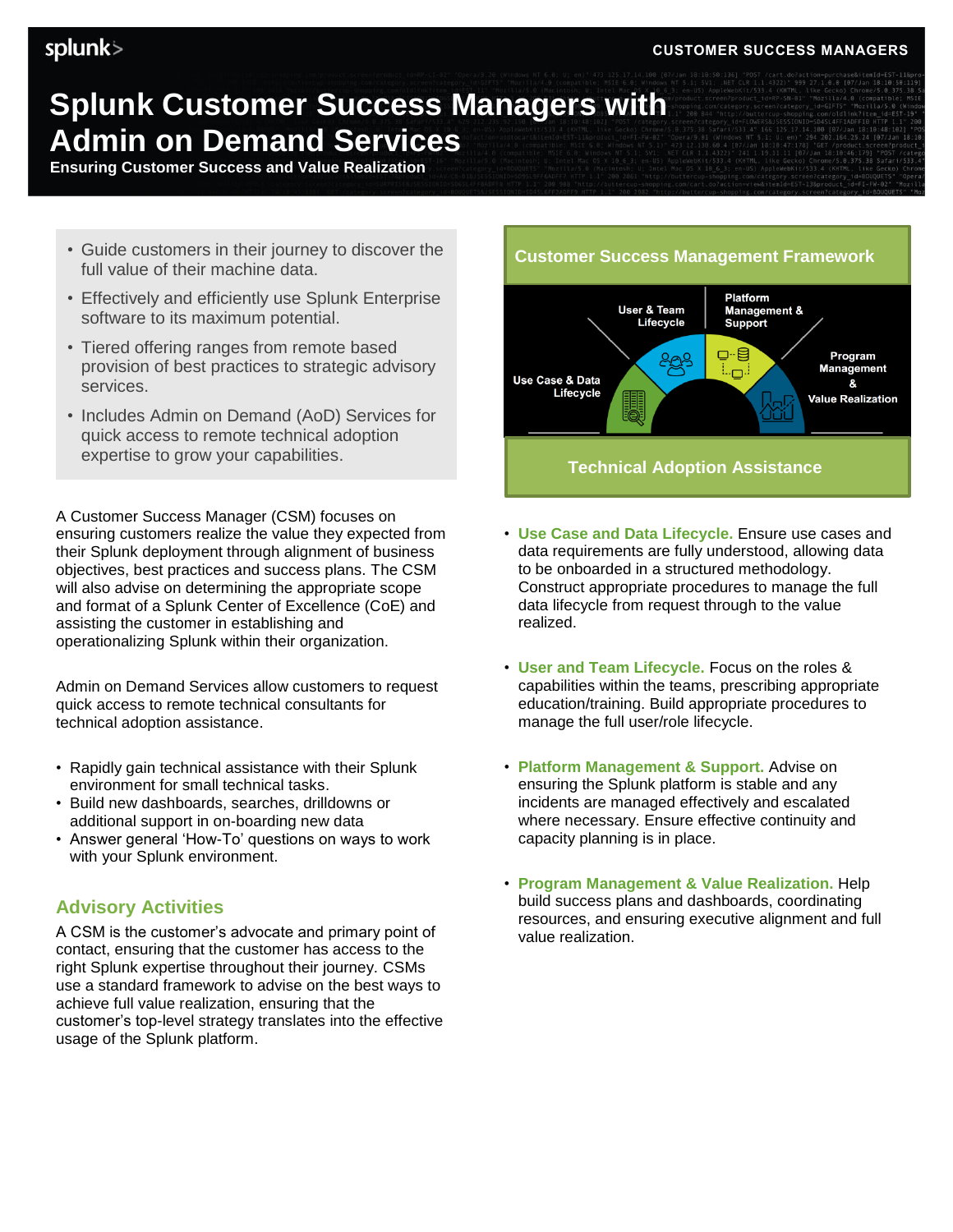# Splunk Customer Success Managers with Admin on Demand Services

**Ensuring Customer Success and Value Realization**

- Guide customers in their journey to discover the full value of their machine data.
- Effectively and efficiently use Splunk Enterprise software to its maximum potential.
- Tiered offering ranges from remote based provision of best practices to strategic advisory services.
- Includes Admin on Demand (AoD) Services for quick access to remote technical adoption expertise to grow your capabilities.

A Customer Success Manager (CSM) focuses on ensuring customers realize the value they expected from their Splunk deployment through alignment of business objectives, best practices and success plans. The CSM will also advise on determining the appropriate scope and format of a Splunk Center of Excellence (CoE) and assisting the customer in establishing and operationalizing Splunk within their organization.

Admin on Demand Services allow customers to request quick access to remote technical consultants for technical adoption assistance.

- Rapidly gain technical assistance with their Splunk environment for small technical tasks.
- Build new dashboards, searches, drilldowns or additional support in on-boarding new data
- Answer general 'How-To' questions on ways to work with your Splunk environment.

## Advisory Activities

A CSM is the customer's advocate and primary point of contact, ensuring that the customer has access to the right Splunk expertise throughout their journey. CSMs use a standard framework to advise on the best ways to achieve full value realization, ensuring that the customer's top-level strategy translates into the effective usage of the Splunk platform.

**Customer Success Management Framework**

Use Case & Data Lifecycle | User & Team Lifecycle | Platform Management & Support | Program Management & Value Realization

**Technical Adoption Assistance**

- **Use Case and Data Lifecycle.** Ensure use cases and data requirements are fully understood, allowing data to be onboarded in a structured methodology. Construct appropriate procedures to manage the full data lifecycle from request through to the value realized.
- **User and Team Lifecycle.** Focus on the roles & capabilities within the teams, prescribing appropriate education/training. Build appropriate procedures to manage the full user/role lifecycle.
- **Platform Management & Support.** Advise on ensuring the Splunk platform is stable and any incidents are managed effectively and escalated where necessary. Ensure effective continuity and capacity planning is in place.
- **Program Management & Value Realization.** Help build success plans and dashboards, coordinating resources, and ensuring executive alignment and full value realization.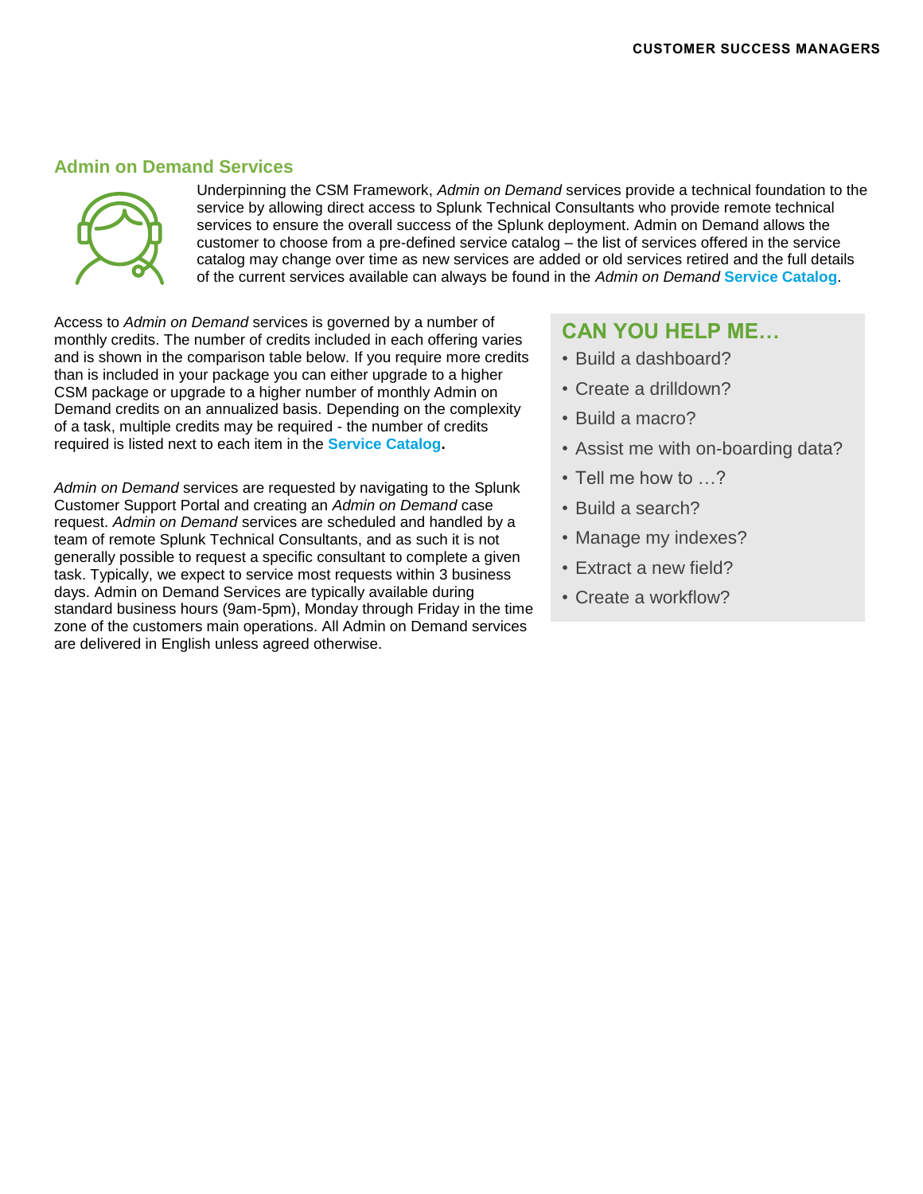## Admin on Demand Services

Underpinning the CSM Framework, *Admin on Demand* services provide a technical foundation to the service by allowing direct access to Splunk Technical Consultants who provide remote technical services to ensure the overall success of the Splunk deployment. Admin on Demand allows the customer to choose from a pre-defined service catalog – the list of services offered in the service catalog may change over time as new services are added or old services retired and the full details of the current services available can always be found in the *Admin on Demand* **Service Catalog**.

Access to *Admin on Demand* services is governed by a number of monthly credits. The number of credits included in each offering varies and is shown in the comparison table below. If you require more credits than is included in your package you can either upgrade to a higher CSM package or upgrade to a higher number of monthly Admin on Demand credits on an annualized basis. Depending on the complexity of a task, multiple credits may be required - the number of credits required is listed next to each item in the **Service Catalog.**

*Admin on Demand* services are requested by navigating to the Splunk Customer Support Portal and creating an *Admin on Demand* case request. *Admin on Demand* services are scheduled and handled by a team of remote Splunk Technical Consultants, and as such it is not generally possible to request a specific consultant to complete a given task. Typically, we expect to service most requests within 3 business days. Admin on Demand Services are typically available during standard business hours (9am-5pm), Monday through Friday in the time zone of the customers main operations. All Admin on Demand services are delivered in English unless agreed otherwise.

### CAN YOU HELP ME…

- Build a dashboard?
- Create a drilldown?
- Build a macro?
- Assist me with on-boarding data?
- Tell me how to …?
- Build a search?
- Manage my indexes?
- Extract a new field?
- Create a workflow?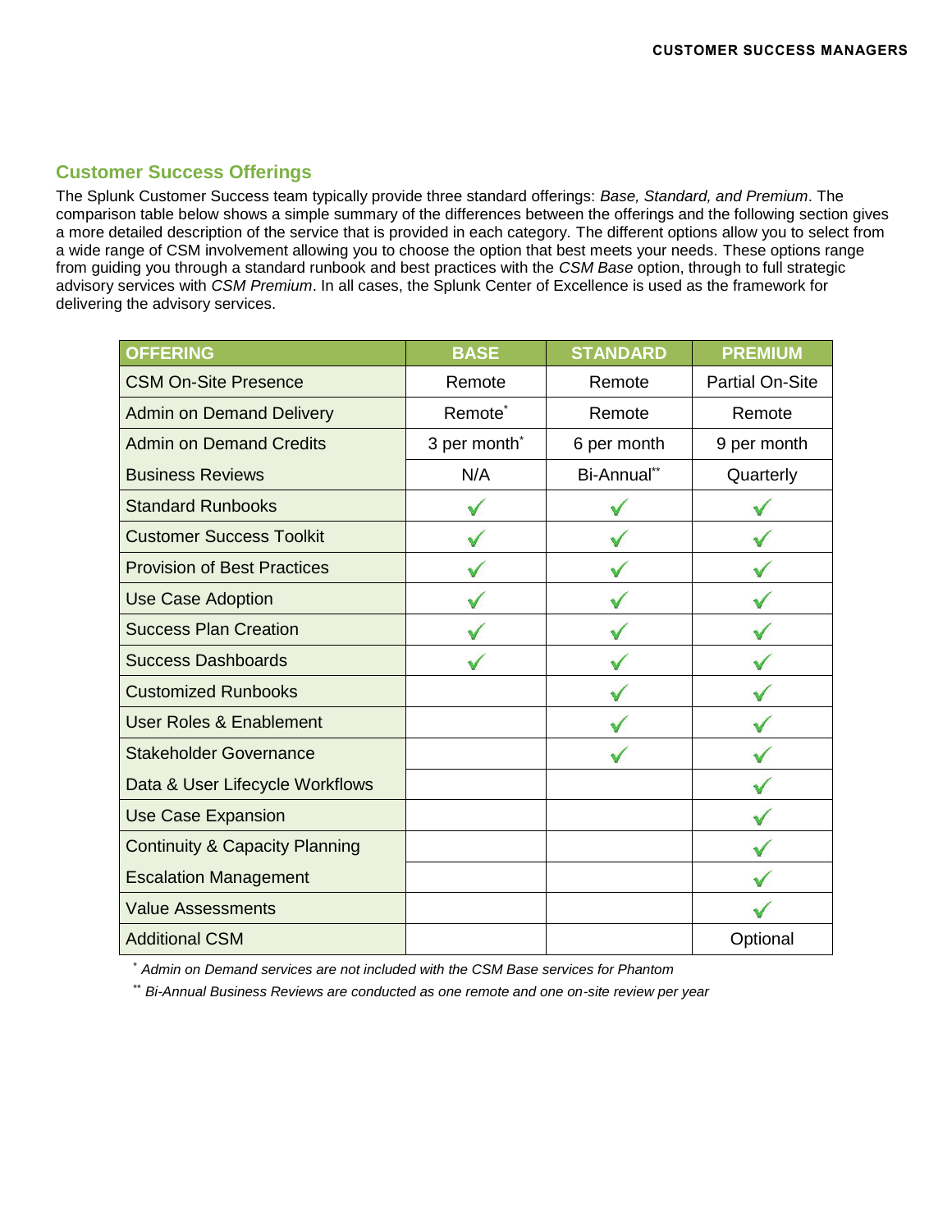## Customer Success Offerings

The Splunk Customer Success team typically provide three standard offerings: *Base, Standard, and Premium*. The comparison table below shows a simple summary of the differences between the offerings and the following section gives a more detailed description of the service that is provided in each category. The different options allow you to select from a wide range of CSM involvement allowing you to choose the option that best meets your needs. These options range from guiding you through a standard runbook and best practices with the *CSM Base* option, through to full strategic advisory services with *CSM Premium*. In all cases, the Splunk Center of Excellence is used as the framework for delivering the advisory services.

| OFFERING | BASE | STANDARD | PREMIUM |
|---|---|---|---|
| CSM On-Site Presence | Remote | Remote | Partial On-Site |
| Admin on Demand Delivery | Remote* | Remote | Remote |
| Admin on Demand Credits | 3 per month* | 6 per month | 9 per month |
| Business Reviews | N/A | Bi-Annual** | Quarterly |
| Standard Runbooks | ✓ | ✓ | ✓ |
| Customer Success Toolkit | ✓ | ✓ | ✓ |
| Provision of Best Practices | ✓ | ✓ | ✓ |
| Use Case Adoption | ✓ | ✓ | ✓ |
| Success Plan Creation | ✓ | ✓ | ✓ |
| Success Dashboards | ✓ | ✓ | ✓ |
| Customized Runbooks | | ✓ | ✓ |
| User Roles & Enablement | | ✓ | ✓ |
| Stakeholder Governance | | ✓ | ✓ |
| Data & User Lifecycle Workflows | | | ✓ |
| Use Case Expansion | | | ✓ |
| Continuity & Capacity Planning | | | ✓ |
| Escalation Management | | | ✓ |
| Value Assessments | | | ✓ |
| Additional CSM | | | Optional |

\* *Admin on Demand services are not included with the CSM Base services for Phantom*

\*\* *Bi-Annual Business Reviews are conducted as one remote and one on-site review per year*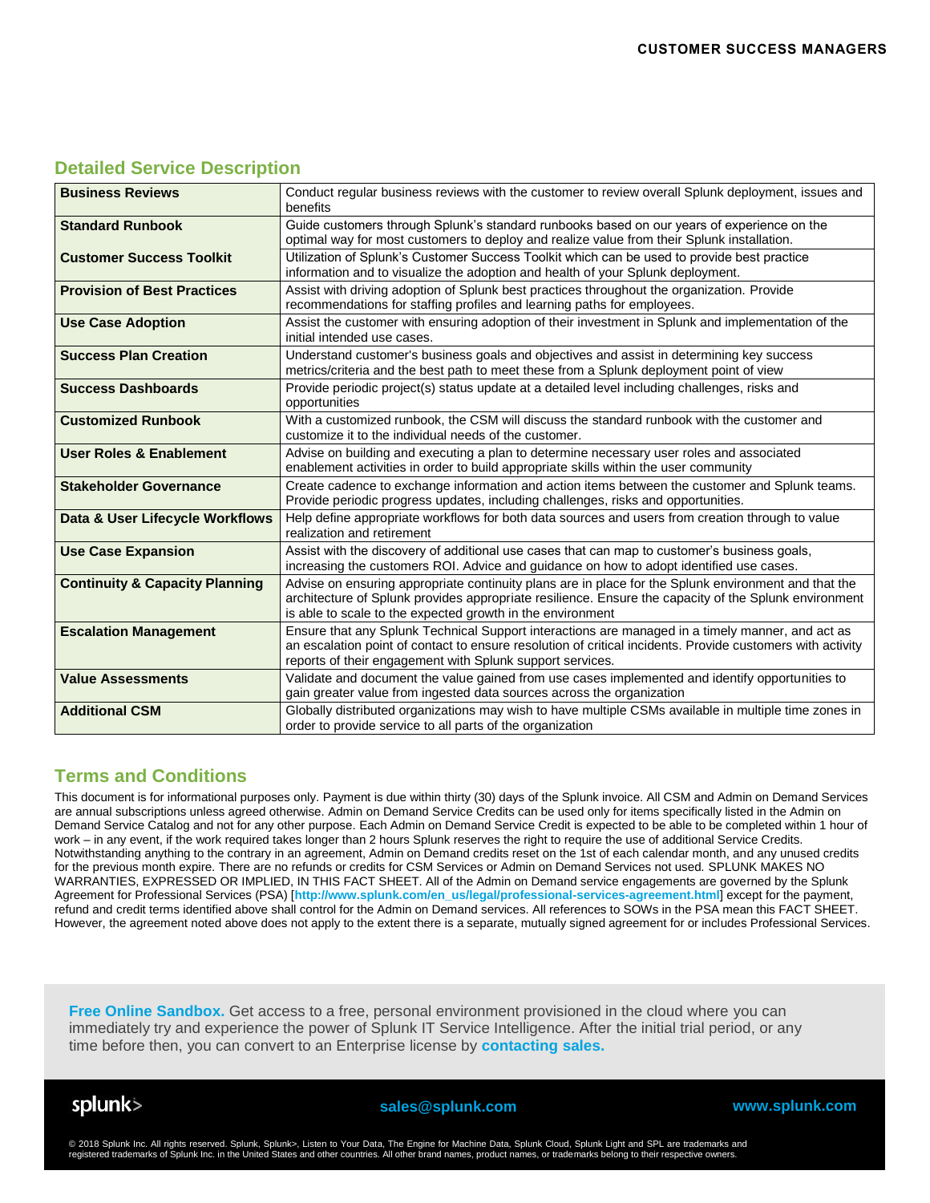## Detailed Service Description

| | |
|---|---|
| **Business Reviews** | Conduct regular business reviews with the customer to review overall Splunk deployment, issues and benefits |
| **Standard Runbook** | Guide customers through Splunk's standard runbooks based on our years of experience on the optimal way for most customers to deploy and realize value from their Splunk installation. |
| **Customer Success Toolkit** | Utilization of Splunk's Customer Success Toolkit which can be used to provide best practice information and to visualize the adoption and health of your Splunk deployment. |
| **Provision of Best Practices** | Assist with driving adoption of Splunk best practices throughout the organization. Provide recommendations for staffing profiles and learning paths for employees. |
| **Use Case Adoption** | Assist the customer with ensuring adoption of their investment in Splunk and implementation of the initial intended use cases. |
| **Success Plan Creation** | Understand customer's business goals and objectives and assist in determining key success metrics/criteria and the best path to meet these from a Splunk deployment point of view |
| **Success Dashboards** | Provide periodic project(s) status update at a detailed level including challenges, risks and opportunities |
| **Customized Runbook** | With a customized runbook, the CSM will discuss the standard runbook with the customer and customize it to the individual needs of the customer. |
| **User Roles & Enablement** | Advise on building and executing a plan to determine necessary user roles and associated enablement activities in order to build appropriate skills within the user community |
| **Stakeholder Governance** | Create cadence to exchange information and action items between the customer and Splunk teams. Provide periodic progress updates, including challenges, risks and opportunities. |
| **Data & User Lifecycle Workflows** | Help define appropriate workflows for both data sources and users from creation through to value realization and retirement |
| **Use Case Expansion** | Assist with the discovery of additional use cases that can map to customer's business goals, increasing the customers ROI. Advice and guidance on how to adopt identified use cases. |
| **Continuity & Capacity Planning** | Advise on ensuring appropriate continuity plans are in place for the Splunk environment and that the architecture of Splunk provides appropriate resilience. Ensure the capacity of the Splunk environment is able to scale to the expected growth in the environment |
| **Escalation Management** | Ensure that any Splunk Technical Support interactions are managed in a timely manner, and act as an escalation point of contact to ensure resolution of critical incidents. Provide customers with activity reports of their engagement with Splunk support services. |
| **Value Assessments** | Validate and document the value gained from use cases implemented and identify opportunities to gain greater value from ingested data sources across the organization |
| **Additional CSM** | Globally distributed organizations may wish to have multiple CSMs available in multiple time zones in order to provide service to all parts of the organization |

## Terms and Conditions

This document is for informational purposes only. Payment is due within thirty (30) days of the Splunk invoice. All CSM and Admin on Demand Services are annual subscriptions unless agreed otherwise. Admin on Demand Service Credits can be used only for items specifically listed in the Admin on Demand Service Catalog and not for any other purpose. Each Admin on Demand Service Credit is expected to be able to be completed within 1 hour of work – in any event, if the work required takes longer than 2 hours Splunk reserves the right to require the use of additional Service Credits. Notwithstanding anything to the contrary in an agreement, Admin on Demand credits reset on the 1st of each calendar month, and any unused credits for the previous month expire. There are no refunds or credits for CSM Services or Admin on Demand Services not used. SPLUNK MAKES NO WARRANTIES, EXPRESSED OR IMPLIED, IN THIS FACT SHEET. All of the Admin on Demand service engagements are governed by the Splunk Agreement for Professional Services (PSA) [**http://www.splunk.com/en_us/legal/professional-services-agreement.html**] except for the payment, refund and credit terms identified above shall control for the Admin on Demand services. All references to SOWs in the PSA mean this FACT SHEET. However, the agreement noted above does not apply to the extent there is a separate, mutually signed agreement for or includes Professional Services.

**Free Online Sandbox.** Get access to a free, personal environment provisioned in the cloud where you can immediately try and experience the power of Splunk IT Service Intelligence. After the initial trial period, or any time before then, you can convert to an Enterprise license by **contacting sales.**

splunk>

**sales@splunk.com**

**www.splunk.com**

© 2018 Splunk Inc. All rights reserved. Splunk, Splunk>, Listen to Your Data, The Engine for Machine Data, Splunk Cloud, Splunk Light and SPL are trademarks and registered trademarks of Splunk Inc. in the United States and other countries. All other brand names, product names, or trademarks belong to their respective owners.